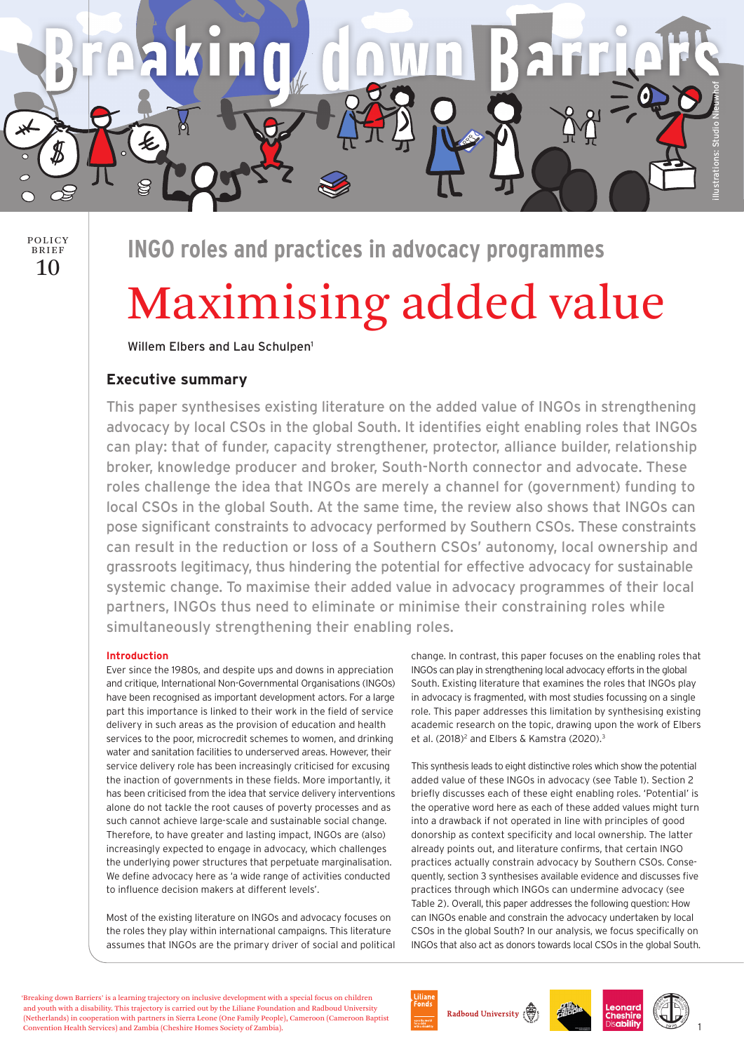POLICY BRIEF 10

## INGO roles and practices in advocacy programmes

# Maximising added value

Willem Elbers and Lau Schulpen[1]

## Executive summary

This paper synthesises existing literature on the added value of INGOs in strengthening advocacy by local CSOs in the global South. It identifies eight enabling roles that INGOs can play: that of funder, capacity strengthener, protector, alliance builder, relationship broker, knowledge producer and broker, South-North connector and advocate. These roles challenge the idea that INGOs are merely a channel for (government) funding to local CSOs in the global South. At the same time, the review also shows that INGOs can pose significant constraints to advocacy performed by Southern CSOs. These constraints can result in the reduction or loss of a Southern CSOs' autonomy, local ownership and grassroots legitimacy, thus hindering the potential for effective advocacy for sustainable systemic change. To maximise their added value in advocacy programmes of their local partners, INGOs thus need to eliminate or minimise their constraining roles while simultaneously strengthening their enabling roles.

### Introduction

Ever since the 1980s, and despite ups and downs in appreciation and critique, International Non-Governmental Organisations (INGOs) have been recognised as important development actors. For a large part this importance is linked to their work in the field of service delivery in such areas as the provision of education and health services to the poor, microcredit schemes to women, and drinking water and sanitation facilities to underserved areas. However, their service delivery role has been increasingly criticised for excusing the inaction of governments in these fields. More importantly, it has been criticised from the idea that service delivery interventions alone do not tackle the root causes of poverty processes and as such cannot achieve large-scale and sustainable social change. Therefore, to have greater and lasting impact, INGOs are (also) increasingly expected to engage in advocacy, which challenges the underlying power structures that perpetuate marginalisation. We define advocacy here as 'a wide range of activities conducted to influence decision makers at different levels'.

Most of the existing literature on INGOs and advocacy focuses on the roles they play within international campaigns. This literature assumes that INGOs are the primary driver of social and political change. In contrast, this paper focuses on the enabling roles that INGOs can play in strengthening local advocacy efforts in the global South. Existing literature that examines the roles that INGOs play in advocacy is fragmented, with most studies focussing on a single role. This paper addresses this limitation by synthesising existing academic research on the topic, drawing upon the work of Elbers et al. (2018)[2] and Elbers & Kamstra (2020).[3]

This synthesis leads to eight distinctive roles which show the potential added value of these INGOs in advocacy (see Table 1). Section 2 briefly discusses each of these eight enabling roles. 'Potential' is the operative word here as each of these added values might turn into a drawback if not operated in line with principles of good donorship as context specificity and local ownership. The latter already points out, and literature confirms, that certain INGO practices actually constrain advocacy by Southern CSOs. Consequently, section 3 synthesises available evidence and discusses five practices through which INGOs can undermine advocacy (see Table 2). Overall, this paper addresses the following question: How can INGOs enable and constrain the advocacy undertaken by local CSOs in the global South? In our analysis, we focus specifically on INGOs that also act as donors towards local CSOs in the global South.

'Breaking down Barriers' is a learning trajectory on inclusive development with a special focus on children and youth with a disability. This trajectory is carried out by the Liliane Foundation and Radboud University (Netherlands) in cooperation with partners in Sierra Leone (One Family People), Cameroon (Cameroon Baptist Convention Health Services) and Zambia (Cheshire Homes Society of Zambia).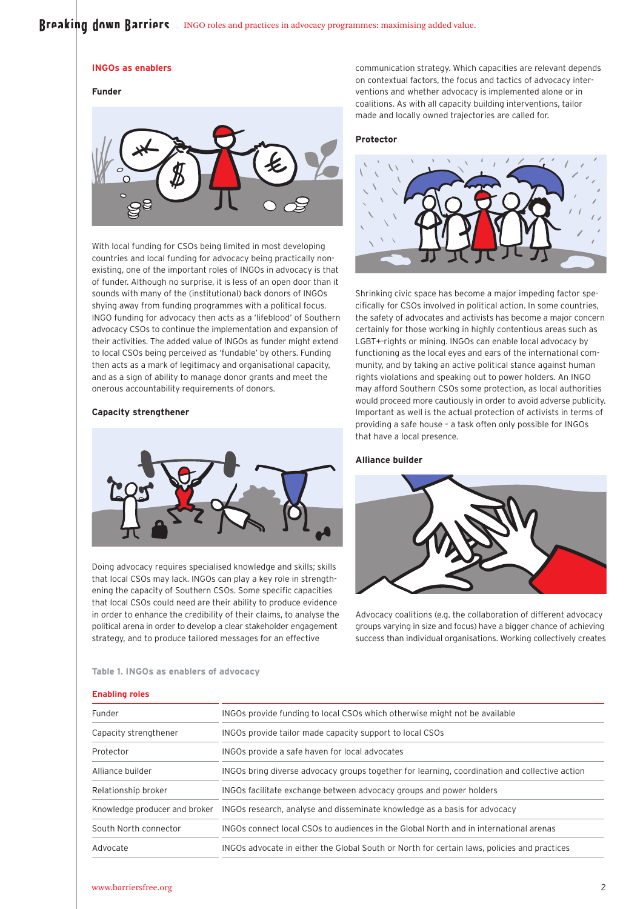### INGOs as enablers

#### Funder

With local funding for CSOs being limited in most developing countries and local funding for advocacy being practically non-existing, one of the important roles of INGOs in advocacy is that of funder. Although no surprise, it is less of an open door than it sounds with many of the (institutional) back donors of INGOs shying away from funding programmes with a political focus. INGO funding for advocacy then acts as a 'lifeblood' of Southern advocacy CSOs to continue the implementation and expansion of their activities. The added value of INGOs as funder might extend to local CSOs being perceived as 'fundable' by others. Funding then acts as a mark of legitimacy and organisational capacity, and as a sign of ability to manage donor grants and meet the onerous accountability requirements of donors.

#### Capacity strengthener

Doing advocacy requires specialised knowledge and skills; skills that local CSOs may lack. INGOs can play a key role in strengthening the capacity of Southern CSOs. Some specific capacities that local CSOs could need are their ability to produce evidence in order to enhance the credibility of their claims, to analyse the political arena in order to develop a clear stakeholder engagement strategy, and to produce tailored messages for an effective communication strategy. Which capacities are relevant depends on contextual factors, the focus and tactics of advocacy interventions and whether advocacy is implemented alone or in coalitions. As with all capacity building interventions, tailor made and locally owned trajectories are called for.

#### Protector

Shrinking civic space has become a major impeding factor specifically for CSOs involved in political action. In some countries, the safety of advocates and activists has become a major concern certainly for those working in highly contentious areas such as LGBT+-rights or mining. INGOs can enable local advocacy by functioning as the local eyes and ears of the international community, and by taking an active political stance against human rights violations and speaking out to power holders. An INGO may afford Southern CSOs some protection, as local authorities would proceed more cautiously in order to avoid adverse publicity. Important as well is the actual protection of activists in terms of providing a safe house – a task often only possible for INGOs that have a local presence.

#### Alliance builder

Advocacy coalitions (e.g. the collaboration of different advocacy groups varying in size and focus) have a bigger chance of achieving success than individual organisations. Working collectively creates

**Table 1. INGOs as enablers of advocacy**

| Enabling roles | |
|---|---|
| Funder | INGOs provide funding to local CSOs which otherwise might not be available |
| Capacity strengthener | INGOs provide tailor made capacity support to local CSOs |
| Protector | INGOs provide a safe haven for local advocates |
| Alliance builder | INGOs bring diverse advocacy groups together for learning, coordination and collective action |
| Relationship broker | INGOs facilitate exchange between advocacy groups and power holders |
| Knowledge producer and broker | INGOs research, analyse and disseminate knowledge as a basis for advocacy |
| South North connector | INGOs connect local CSOs to audiences in the Global North and in international arenas |
| Advocate | INGOs advocate in either the Global South or North for certain laws, policies and practices |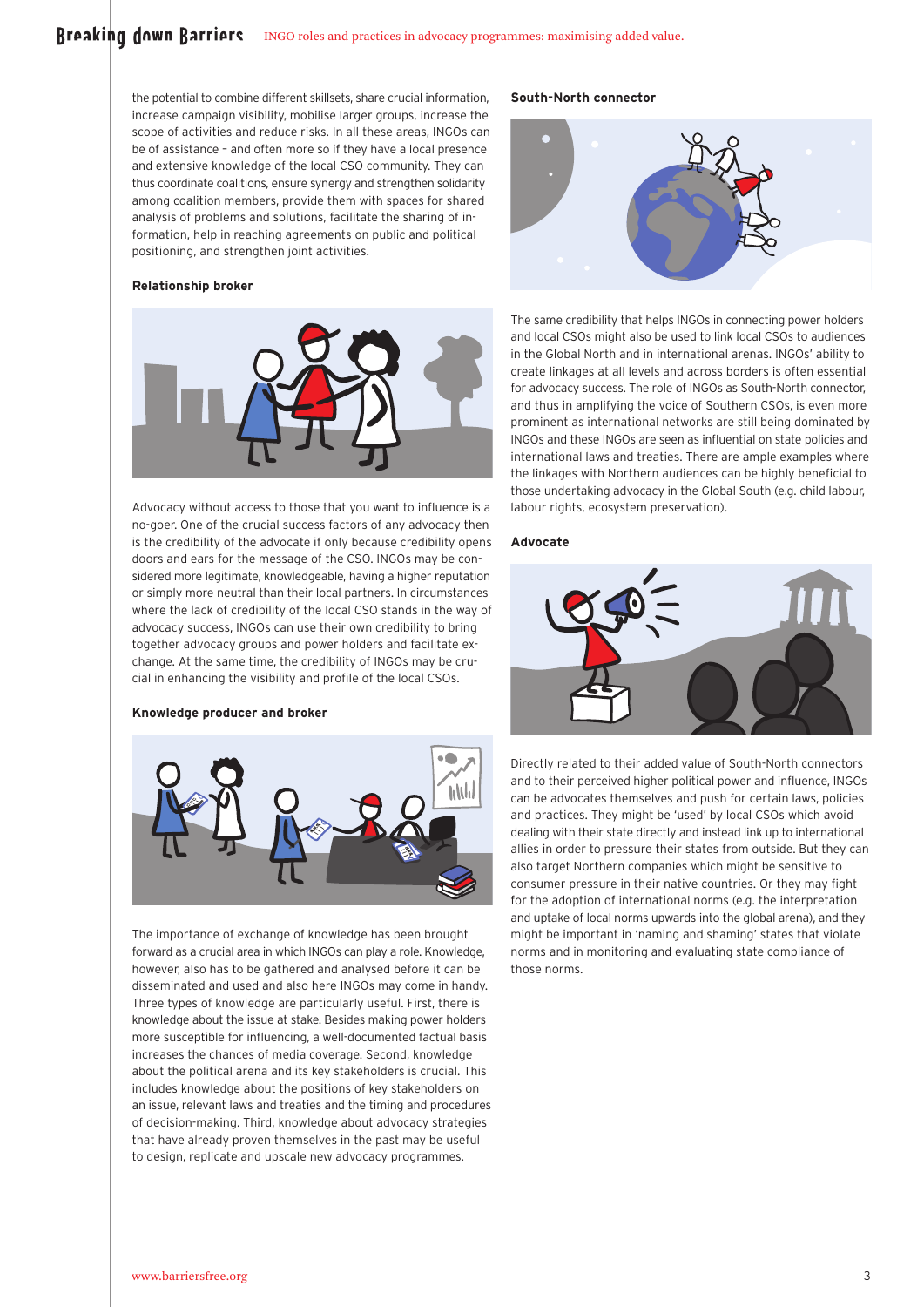the potential to combine different skillsets, share crucial information, increase campaign visibility, mobilise larger groups, increase the scope of activities and reduce risks. In all these areas, INGOs can be of assistance – and often more so if they have a local presence and extensive knowledge of the local CSO community. They can thus coordinate coalitions, ensure synergy and strengthen solidarity among coalition members, provide them with spaces for shared analysis of problems and solutions, facilitate the sharing of information, help in reaching agreements on public and political positioning, and strengthen joint activities.

### Relationship broker

Advocacy without access to those that you want to influence is a no-goer. One of the crucial success factors of any advocacy then is the credibility of the advocate if only because credibility opens doors and ears for the message of the CSO. INGOs may be considered more legitimate, knowledgeable, having a higher reputation or simply more neutral than their local partners. In circumstances where the lack of credibility of the local CSO stands in the way of advocacy success, INGOs can use their own credibility to bring together advocacy groups and power holders and facilitate exchange. At the same time, the credibility of INGOs may be crucial in enhancing the visibility and profile of the local CSOs.

### Knowledge producer and broker

The importance of exchange of knowledge has been brought forward as a crucial area in which INGOs can play a role. Knowledge, however, also has to be gathered and analysed before it can be disseminated and used and also here INGOs may come in handy. Three types of knowledge are particularly useful. First, there is knowledge about the issue at stake. Besides making power holders more susceptible for influencing, a well-documented factual basis increases the chances of media coverage. Second, knowledge about the political arena and its key stakeholders is crucial. This includes knowledge about the positions of key stakeholders on an issue, relevant laws and treaties and the timing and procedures of decision-making. Third, knowledge about advocacy strategies that have already proven themselves in the past may be useful to design, replicate and upscale new advocacy programmes.

### South-North connector

The same credibility that helps INGOs in connecting power holders and local CSOs might also be used to link local CSOs to audiences in the Global North and in international arenas. INGOs' ability to create linkages at all levels and across borders is often essential for advocacy success. The role of INGOs as South-North connector, and thus in amplifying the voice of Southern CSOs, is even more prominent as international networks are still being dominated by INGOs and these INGOs are seen as influential on state policies and international laws and treaties. There are ample examples where the linkages with Northern audiences can be highly beneficial to those undertaking advocacy in the Global South (e.g. child labour, labour rights, ecosystem preservation).

### Advocate

Directly related to their added value of South-North connectors and to their perceived higher political power and influence, INGOs can be advocates themselves and push for certain laws, policies and practices. They might be 'used' by local CSOs which avoid dealing with their state directly and instead link up to international allies in order to pressure their states from outside. But they can also target Northern companies which might be sensitive to consumer pressure in their native countries. Or they may fight for the adoption of international norms (e.g. the interpretation and uptake of local norms upwards into the global arena), and they might be important in 'naming and shaming' states that violate norms and in monitoring and evaluating state compliance of those norms.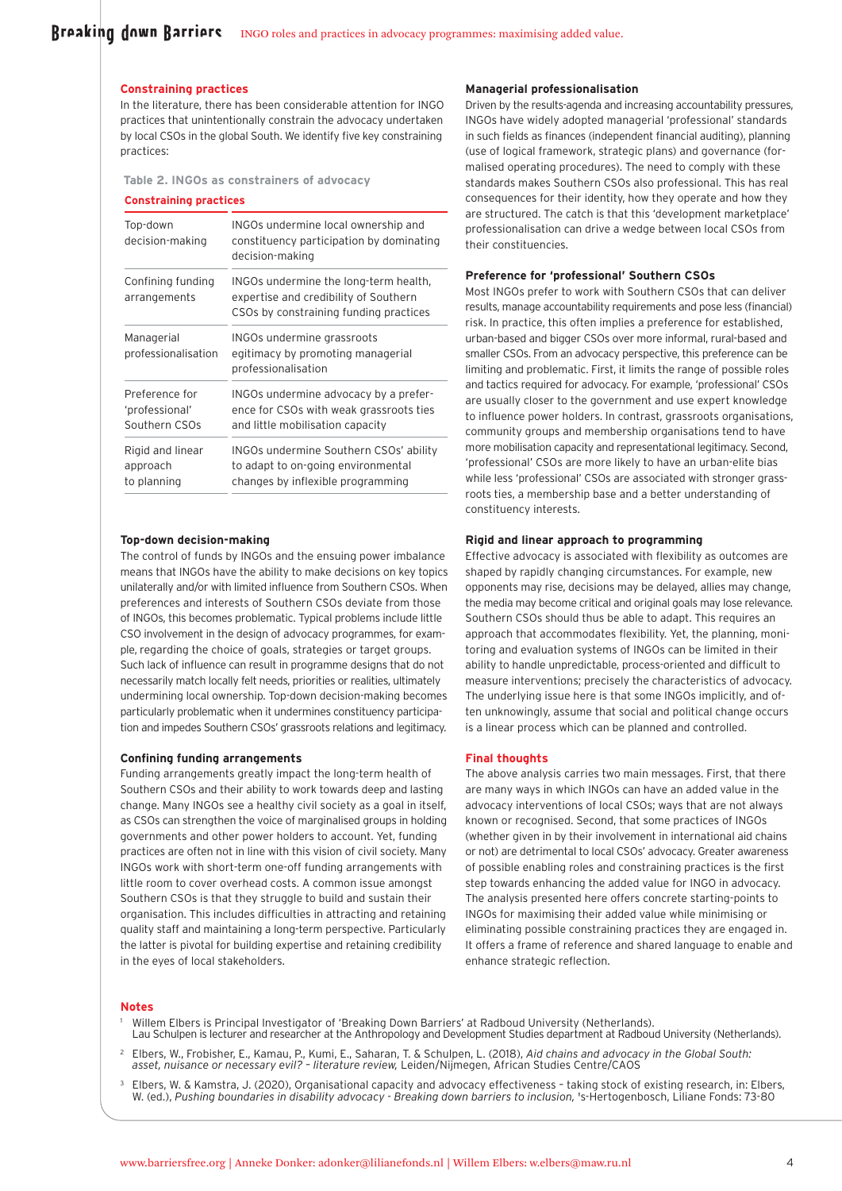## Constraining practices

In the literature, there has been considerable attention for INGO practices that unintentionally constrain the advocacy undertaken by local CSOs in the global South. We identify five key constraining practices:

**Table 2. INGOs as constrainers of advocacy**

| Constraining practices | |
|---|---|
| Top-down decision-making | INGOs undermine local ownership and constituency participation by dominating decision-making |
| Confining funding arrangements | INGOs undermine the long-term health, expertise and credibility of Southern CSOs by constraining funding practices |
| Managerial professionalisation | INGOs undermine grassroots egitimacy by promoting managerial professionalisation |
| Preference for 'professional' Southern CSOs | INGOs undermine advocacy by a preference for CSOs with weak grassroots ties and little mobilisation capacity |
| Rigid and linear approach to planning | INGOs undermine Southern CSOs' ability to adapt to on-going environmental changes by inflexible programming |

### Top-down decision-making

The control of funds by INGOs and the ensuing power imbalance means that INGOs have the ability to make decisions on key topics unilaterally and/or with limited influence from Southern CSOs. When preferences and interests of Southern CSOs deviate from those of INGOs, this becomes problematic. Typical problems include little CSO involvement in the design of advocacy programmes, for example, regarding the choice of goals, strategies or target groups. Such lack of influence can result in programme designs that do not necessarily match locally felt needs, priorities or realities, ultimately undermining local ownership. Top-down decision-making becomes particularly problematic when it undermines constituency participation and impedes Southern CSOs' grassroots relations and legitimacy.

### Confining funding arrangements

Funding arrangements greatly impact the long-term health of Southern CSOs and their ability to work towards deep and lasting change. Many INGOs see a healthy civil society as a goal in itself, as CSOs can strengthen the voice of marginalised groups in holding governments and other power holders to account. Yet, funding practices are often not in line with this vision of civil society. Many INGOs work with short-term one-off funding arrangements with little room to cover overhead costs. A common issue amongst Southern CSOs is that they struggle to build and sustain their organisation. This includes difficulties in attracting and retaining quality staff and maintaining a long-term perspective. Particularly the latter is pivotal for building expertise and retaining credibility in the eyes of local stakeholders.

### Managerial professionalisation

Driven by the results-agenda and increasing accountability pressures, INGOs have widely adopted managerial 'professional' standards in such fields as finances (independent financial auditing), planning (use of logical framework, strategic plans) and governance (formalised operating procedures). The need to comply with these standards makes Southern CSOs also professional. This has real consequences for their identity, how they operate and how they are structured. The catch is that this 'development marketplace' professionalisation can drive a wedge between local CSOs from their constituencies.

### Preference for 'professional' Southern CSOs

Most INGOs prefer to work with Southern CSOs that can deliver results, manage accountability requirements and pose less (financial) risk. In practice, this often implies a preference for established, urban-based and bigger CSOs over more informal, rural-based and smaller CSOs. From an advocacy perspective, this preference can be limiting and problematic. First, it limits the range of possible roles and tactics required for advocacy. For example, 'professional' CSOs are usually closer to the government and use expert knowledge to influence power holders. In contrast, grassroots organisations, community groups and membership organisations tend to have more mobilisation capacity and representational legitimacy. Second, 'professional' CSOs are more likely to have an urban-elite bias while less 'professional' CSOs are associated with stronger grassroots ties, a membership base and a better understanding of constituency interests.

### Rigid and linear approach to programming

Effective advocacy is associated with flexibility as outcomes are shaped by rapidly changing circumstances. For example, new opponents may rise, decisions may be delayed, allies may change, the media may become critical and original goals may lose relevance. Southern CSOs should thus be able to adapt. This requires an approach that accommodates flexibility. Yet, the planning, monitoring and evaluation systems of INGOs can be limited in their ability to handle unpredictable, process-oriented and difficult to measure interventions; precisely the characteristics of advocacy. The underlying issue here is that some INGOs implicitly, and often unknowingly, assume that social and political change occurs is a linear process which can be planned and controlled.

## Final thoughts

The above analysis carries two main messages. First, that there are many ways in which INGOs can have an added value in the advocacy interventions of local CSOs; ways that are not always known or recognised. Second, that some practices of INGOs (whether given in by their involvement in international aid chains or not) are detrimental to local CSOs' advocacy. Greater awareness of possible enabling roles and constraining practices is the first step towards enhancing the added value for INGO in advocacy. The analysis presented here offers concrete starting-points to INGOs for maximising their added value while minimising or eliminating possible constraining practices they are engaged in. It offers a frame of reference and shared language to enable and enhance strategic reflection.

## Notes

[1] Willem Elbers is Principal Investigator of 'Breaking Down Barriers' at Radboud University (Netherlands). Lau Schulpen is lecturer and researcher at the Anthropology and Development Studies department at Radboud University (Netherlands).

[2] Elbers, W., Frobisher, E., Kamau, P., Kumi, E., Saharan, T. & Schulpen, L. (2018), *Aid chains and advocacy in the Global South: asset, nuisance or necessary evil? – literature review,* Leiden/Nijmegen, African Studies Centre/CAOS

[3] Elbers, W. & Kamstra, J. (2020), Organisational capacity and advocacy effectiveness – taking stock of existing research, in: Elbers, W. (ed.), *Pushing boundaries in disability advocacy - Breaking down barriers to inclusion,* 's-Hertogenbosch, Liliane Fonds: 73-80